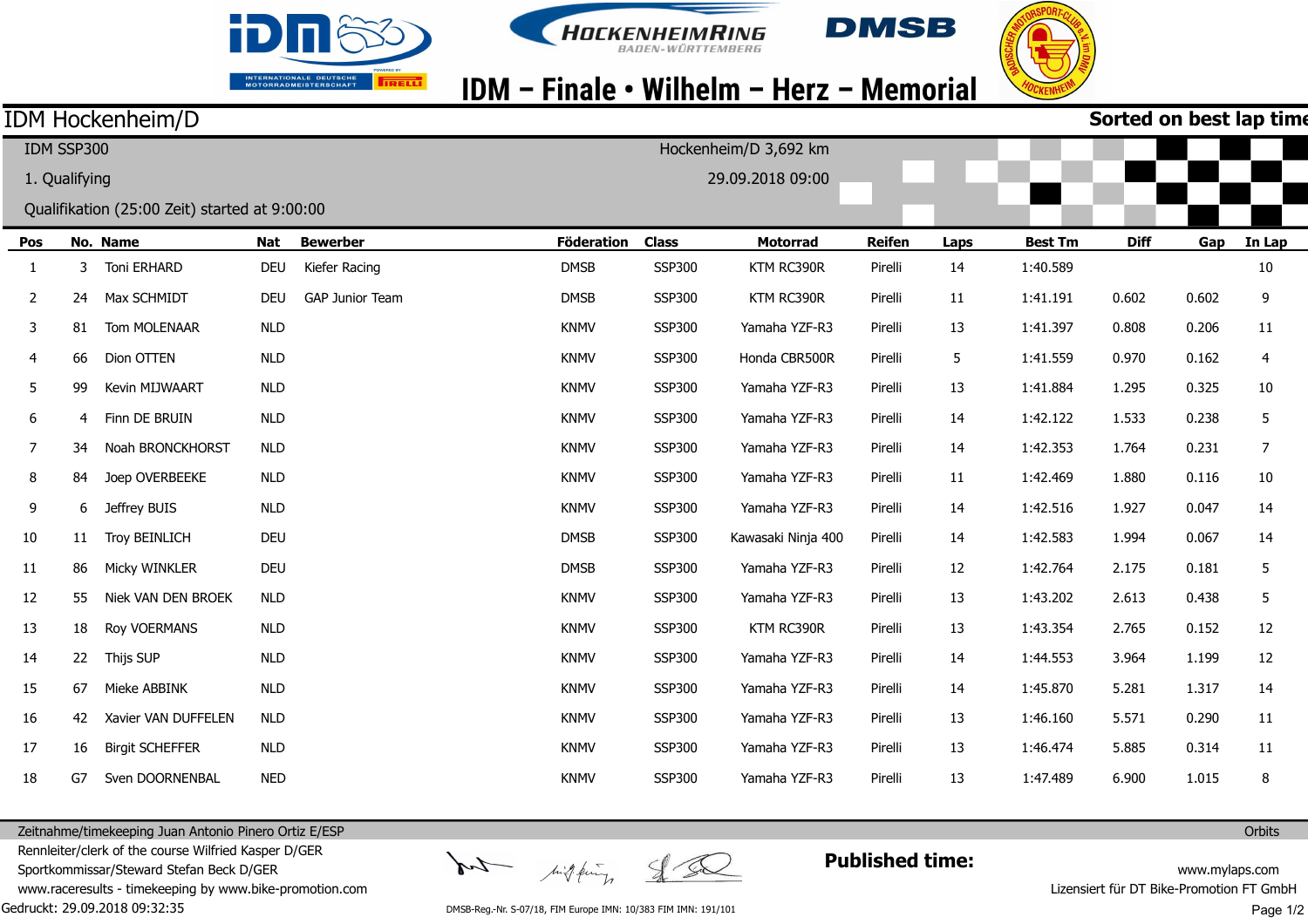# IDM – Finale • Wilhelm – Herz – Memorial

## IDM Hockenheim/D

**Sorted on best lap time**

IDM SSP300 — Hockenheim/D 3,692 km

1. Qualifying — 29.09.2018 09:00

Qualifikation (25:00 Zeit) started at 9:00:00

| Pos | No. | Name | Nat | Bewerber | Föderation | Class | Motorrad | Reifen | Laps | Best Tm | Diff | Gap | In Lap |
|---|---|---|---|---|---|---|---|---|---|---|---|---|---|
| 1 | 3 | Toni ERHARD | DEU | Kiefer Racing | DMSB | SSP300 | KTM RC390R | Pirelli | 14 | 1:40.589 | | | 10 |
| 2 | 24 | Max SCHMIDT | DEU | GAP Junior Team | DMSB | SSP300 | KTM RC390R | Pirelli | 11 | 1:41.191 | 0.602 | 0.602 | 9 |
| 3 | 81 | Tom MOLENAAR | NLD | | KNMV | SSP300 | Yamaha YZF-R3 | Pirelli | 13 | 1:41.397 | 0.808 | 0.206 | 11 |
| 4 | 66 | Dion OTTEN | NLD | | KNMV | SSP300 | Honda CBR500R | Pirelli | 5 | 1:41.559 | 0.970 | 0.162 | 4 |
| 5 | 99 | Kevin MIJWAART | NLD | | KNMV | SSP300 | Yamaha YZF-R3 | Pirelli | 13 | 1:41.884 | 1.295 | 0.325 | 10 |
| 6 | 4 | Finn DE BRUIN | NLD | | KNMV | SSP300 | Yamaha YZF-R3 | Pirelli | 14 | 1:42.122 | 1.533 | 0.238 | 5 |
| 7 | 34 | Noah BRONCKHORST | NLD | | KNMV | SSP300 | Yamaha YZF-R3 | Pirelli | 14 | 1:42.353 | 1.764 | 0.231 | 7 |
| 8 | 84 | Joep OVERBEEKE | NLD | | KNMV | SSP300 | Yamaha YZF-R3 | Pirelli | 11 | 1:42.469 | 1.880 | 0.116 | 10 |
| 9 | 6 | Jeffrey BUIS | NLD | | KNMV | SSP300 | Yamaha YZF-R3 | Pirelli | 14 | 1:42.516 | 1.927 | 0.047 | 14 |
| 10 | 11 | Troy BEINLICH | DEU | | DMSB | SSP300 | Kawasaki Ninja 400 | Pirelli | 14 | 1:42.583 | 1.994 | 0.067 | 14 |
| 11 | 86 | Micky WINKLER | DEU | | DMSB | SSP300 | Yamaha YZF-R3 | Pirelli | 12 | 1:42.764 | 2.175 | 0.181 | 5 |
| 12 | 55 | Niek VAN DEN BROEK | NLD | | KNMV | SSP300 | Yamaha YZF-R3 | Pirelli | 13 | 1:43.202 | 2.613 | 0.438 | 5 |
| 13 | 18 | Roy VOERMANS | NLD | | KNMV | SSP300 | KTM RC390R | Pirelli | 13 | 1:43.354 | 2.765 | 0.152 | 12 |
| 14 | 22 | Thijs SUP | NLD | | KNMV | SSP300 | Yamaha YZF-R3 | Pirelli | 14 | 1:44.553 | 3.964 | 1.199 | 12 |
| 15 | 67 | Mieke ABBINK | NLD | | KNMV | SSP300 | Yamaha YZF-R3 | Pirelli | 14 | 1:45.870 | 5.281 | 1.317 | 14 |
| 16 | 42 | Xavier VAN DUFFELEN | NLD | | KNMV | SSP300 | Yamaha YZF-R3 | Pirelli | 13 | 1:46.160 | 5.571 | 0.290 | 11 |
| 17 | 16 | Birgit SCHEFFER | NLD | | KNMV | SSP300 | Yamaha YZF-R3 | Pirelli | 13 | 1:46.474 | 5.885 | 0.314 | 11 |
| 18 | G7 | Sven DOORNENBAL | NED | | KNMV | SSP300 | Yamaha YZF-R3 | Pirelli | 13 | 1:47.489 | 6.900 | 1.015 | 8 |

Zeitnahme/timekeeping Juan Antonio Pinero Ortiz E/ESP

Rennleiter/clerk of the course Wilfried Kasper D/GER

Sportkommissar/Steward Stefan Beck D/GER

www.raceresults - timekeeping by www.bike-promotion.com

Gedruckt: 29.09.2018 09:32:35

**Published time:**

DMSB-Reg.-Nr. S-07/18, FIM Europe IMN: 10/383 FIM IMN: 191/101

Orbits

www.mylaps.com

Lizensiert für DT Bike-Promotion FT GmbH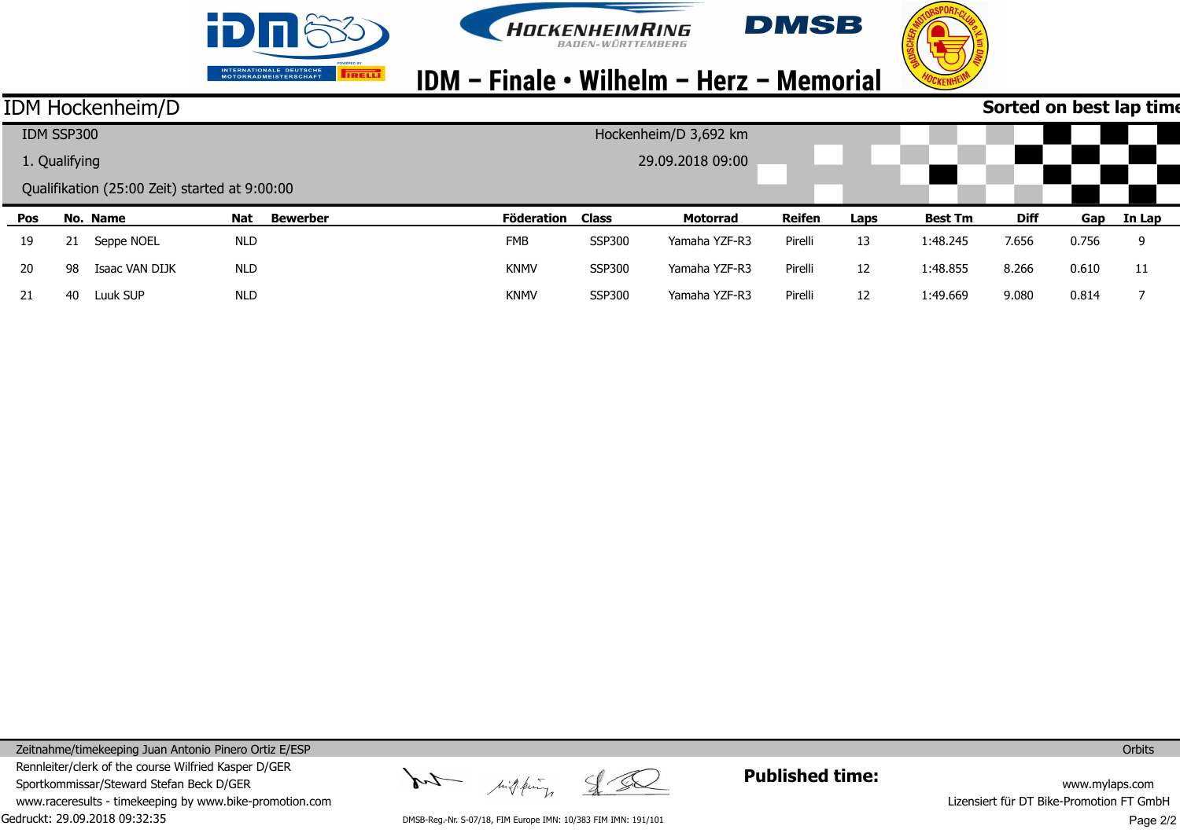# IDM – Finale • Wilhelm – Herz – Memorial

## IDM Hockenheim/D

**Sorted on best lap time**

IDM SSP300

1. Qualifying

Qualifikation (25:00 Zeit) started at 9:00:00

Hockenheim/D 3,692 km

29.09.2018 09:00

| Pos | No. | Name | Nat | Bewerber | Föderation | Class | Motorrad | Reifen | Laps | Best Tm | Diff | Gap | In Lap |
|---|---|---|---|---|---|---|---|---|---|---|---|---|---|
| 19 | 21 | Seppe NOEL | NLD | | FMB | SSP300 | Yamaha YZF-R3 | Pirelli | 13 | 1:48.245 | 7.656 | 0.756 | 9 |
| 20 | 98 | Isaac VAN DIJK | NLD | | KNMV | SSP300 | Yamaha YZF-R3 | Pirelli | 12 | 1:48.855 | 8.266 | 0.610 | 11 |
| 21 | 40 | Luuk SUP | NLD | | KNMV | SSP300 | Yamaha YZF-R3 | Pirelli | 12 | 1:49.669 | 9.080 | 0.814 | 7 |

Zeitnahme/timekeeping Juan Antonio Pinero Ortiz E/ESP

Rennleiter/clerk of the course Wilfried Kasper D/GER

Sportkommissar/Steward Stefan Beck D/GER

www.raceresults - timekeeping by www.bike-promotion.com

Gedruckt: 29.09.2018 09:32:35

DMSB-Reg.-Nr. S-07/18, FIM Europe IMN: 10/383 FIM IMN: 191/101

**Published time:**

Orbits

www.mylaps.com

Lizensiert für DT Bike-Promotion FT GmbH